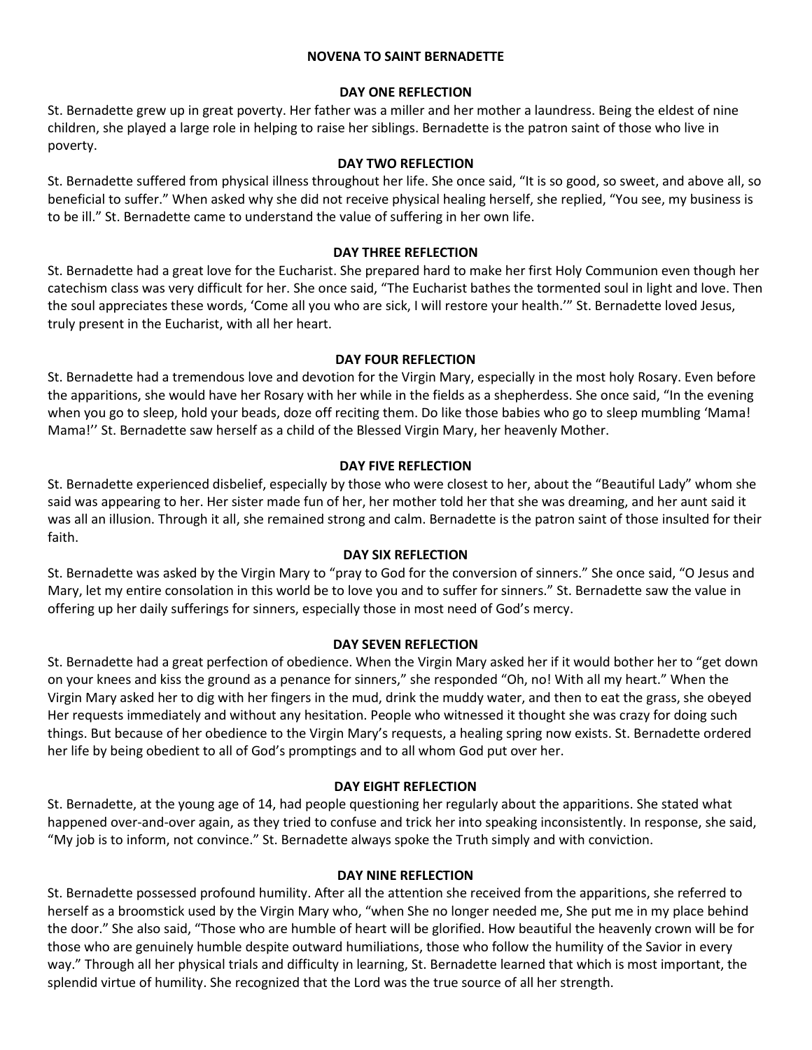# NOVENA TO SAINT BERNADETTE

## DAY ONE REFLECTION

St. Bernadette grew up in great poverty. Her father was a miller and her mother a laundress. Being the eldest of nine children, she played a large role in helping to raise her siblings. Bernadette is the patron saint of those who live in poverty.

## DAY TWO REFLECTION

St. Bernadette suffered from physical illness throughout her life. She once said, "It is so good, so sweet, and above all, so beneficial to suffer." When asked why she did not receive physical healing herself, she replied, "You see, my business is to be ill." St. Bernadette came to understand the value of suffering in her own life.

## DAY THREE REFLECTION

St. Bernadette had a great love for the Eucharist. She prepared hard to make her first Holy Communion even though her catechism class was very difficult for her. She once said, "The Eucharist bathes the tormented soul in light and love. Then the soul appreciates these words, 'Come all you who are sick, I will restore your health.'" St. Bernadette loved Jesus, truly present in the Eucharist, with all her heart.

## DAY FOUR REFLECTION

St. Bernadette had a tremendous love and devotion for the Virgin Mary, especially in the most holy Rosary. Even before the apparitions, she would have her Rosary with her while in the fields as a shepherdess. She once said, "In the evening when you go to sleep, hold your beads, doze off reciting them. Do like those babies who go to sleep mumbling 'Mama! Mama!'' St. Bernadette saw herself as a child of the Blessed Virgin Mary, her heavenly Mother.

## DAY FIVE REFLECTION

St. Bernadette experienced disbelief, especially by those who were closest to her, about the "Beautiful Lady" whom she said was appearing to her. Her sister made fun of her, her mother told her that she was dreaming, and her aunt said it was all an illusion. Through it all, she remained strong and calm. Bernadette is the patron saint of those insulted for their faith.

## DAY SIX REFLECTION

St. Bernadette was asked by the Virgin Mary to "pray to God for the conversion of sinners." She once said, "O Jesus and Mary, let my entire consolation in this world be to love you and to suffer for sinners." St. Bernadette saw the value in offering up her daily sufferings for sinners, especially those in most need of God's mercy.

## DAY SEVEN REFLECTION

St. Bernadette had a great perfection of obedience. When the Virgin Mary asked her if it would bother her to "get down on your knees and kiss the ground as a penance for sinners," she responded "Oh, no! With all my heart." When the Virgin Mary asked her to dig with her fingers in the mud, drink the muddy water, and then to eat the grass, she obeyed Her requests immediately and without any hesitation. People who witnessed it thought she was crazy for doing such things. But because of her obedience to the Virgin Mary's requests, a healing spring now exists. St. Bernadette ordered her life by being obedient to all of God's promptings and to all whom God put over her.

## DAY EIGHT REFLECTION

St. Bernadette, at the young age of 14, had people questioning her regularly about the apparitions. She stated what happened over-and-over again, as they tried to confuse and trick her into speaking inconsistently. In response, she said, "My job is to inform, not convince." St. Bernadette always spoke the Truth simply and with conviction.

## DAY NINE REFLECTION

St. Bernadette possessed profound humility. After all the attention she received from the apparitions, she referred to herself as a broomstick used by the Virgin Mary who, "when She no longer needed me, She put me in my place behind the door." She also said, "Those who are humble of heart will be glorified. How beautiful the heavenly crown will be for those who are genuinely humble despite outward humiliations, those who follow the humility of the Savior in every way." Through all her physical trials and difficulty in learning, St. Bernadette learned that which is most important, the splendid virtue of humility. She recognized that the Lord was the true source of all her strength.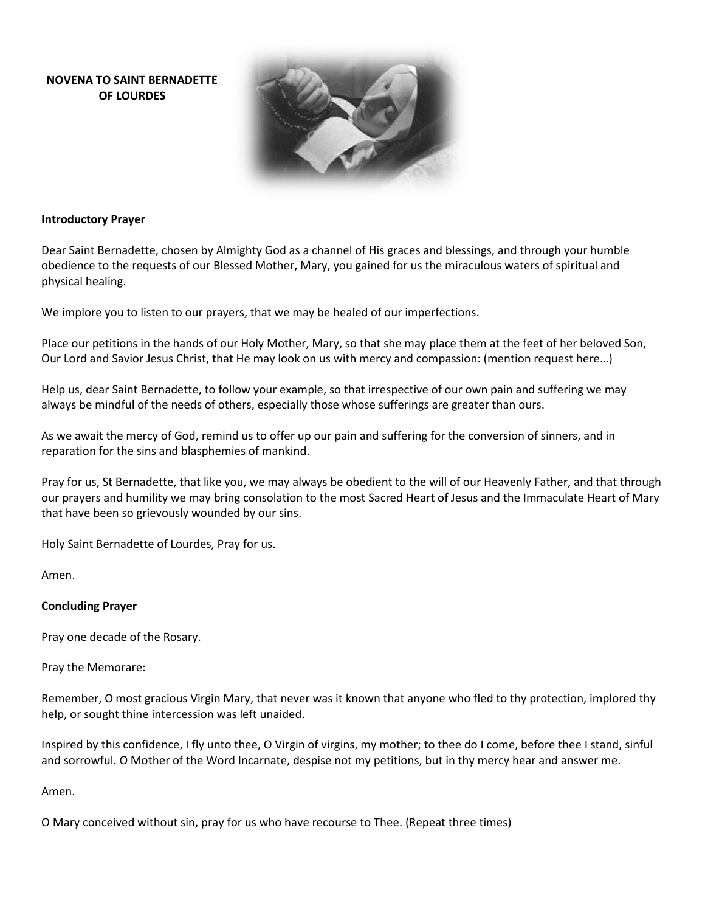**NOVENA TO SAINT BERNADETTE OF LOURDES**

**Introductory Prayer**

Dear Saint Bernadette, chosen by Almighty God as a channel of His graces and blessings, and through your humble obedience to the requests of our Blessed Mother, Mary, you gained for us the miraculous waters of spiritual and physical healing.

We implore you to listen to our prayers, that we may be healed of our imperfections.

Place our petitions in the hands of our Holy Mother, Mary, so that she may place them at the feet of her beloved Son, Our Lord and Savior Jesus Christ, that He may look on us with mercy and compassion: (mention request here…)

Help us, dear Saint Bernadette, to follow your example, so that irrespective of our own pain and suffering we may always be mindful of the needs of others, especially those whose sufferings are greater than ours.

As we await the mercy of God, remind us to offer up our pain and suffering for the conversion of sinners, and in reparation for the sins and blasphemies of mankind.

Pray for us, St Bernadette, that like you, we may always be obedient to the will of our Heavenly Father, and that through our prayers and humility we may bring consolation to the most Sacred Heart of Jesus and the Immaculate Heart of Mary that have been so grievously wounded by our sins.

Holy Saint Bernadette of Lourdes, Pray for us.

Amen.

**Concluding Prayer**

Pray one decade of the Rosary.

Pray the Memorare:

Remember, O most gracious Virgin Mary, that never was it known that anyone who fled to thy protection, implored thy help, or sought thine intercession was left unaided.

Inspired by this confidence, I fly unto thee, O Virgin of virgins, my mother; to thee do I come, before thee I stand, sinful and sorrowful. O Mother of the Word Incarnate, despise not my petitions, but in thy mercy hear and answer me.

Amen.

O Mary conceived without sin, pray for us who have recourse to Thee. (Repeat three times)